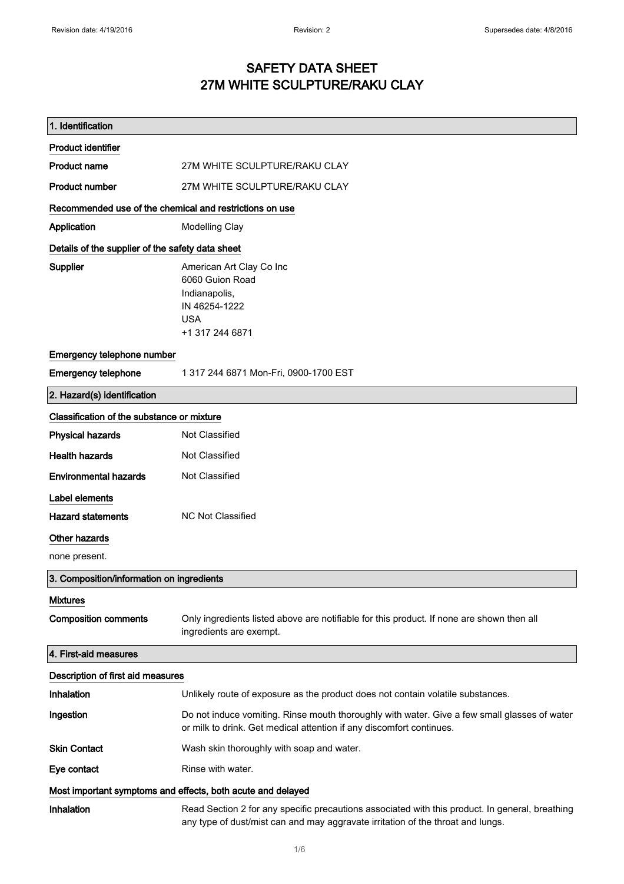# SAFETY DATA SHEET
# 27M WHITE SCULPTURE/RAKU CLAY

## 1. Identification

### Product identifier

**Product name** 27M WHITE SCULPTURE/RAKU CLAY

**Product number** 27M WHITE SCULPTURE/RAKU CLAY

### Recommended use of the chemical and restrictions on use

**Application** Modelling Clay

### Details of the supplier of the safety data sheet

**Supplier**
American Art Clay Co Inc
6060 Guion Road
Indianapolis,
IN 46254-1222
USA
+1 317 244 6871

### Emergency telephone number

**Emergency telephone** 1 317 244 6871 Mon-Fri, 0900-1700 EST

## 2. Hazard(s) identification

### Classification of the substance or mixture

**Physical hazards** Not Classified

**Health hazards** Not Classified

**Environmental hazards** Not Classified

### Label elements

**Hazard statements** NC Not Classified

### Other hazards

none present.

## 3. Composition/information on ingredients

### Mixtures

**Composition comments** Only ingredients listed above are notifiable for this product. If none are shown then all ingredients are exempt.

## 4. First-aid measures

### Description of first aid measures

**Inhalation** Unlikely route of exposure as the product does not contain volatile substances.

**Ingestion** Do not induce vomiting. Rinse mouth thoroughly with water. Give a few small glasses of water or milk to drink. Get medical attention if any discomfort continues.

**Skin Contact** Wash skin thoroughly with soap and water.

**Eye contact** Rinse with water.

### Most important symptoms and effects, both acute and delayed

**Inhalation** Read Section 2 for any specific precautions associated with this product. In general, breathing any type of dust/mist can and may aggravate irritation of the throat and lungs.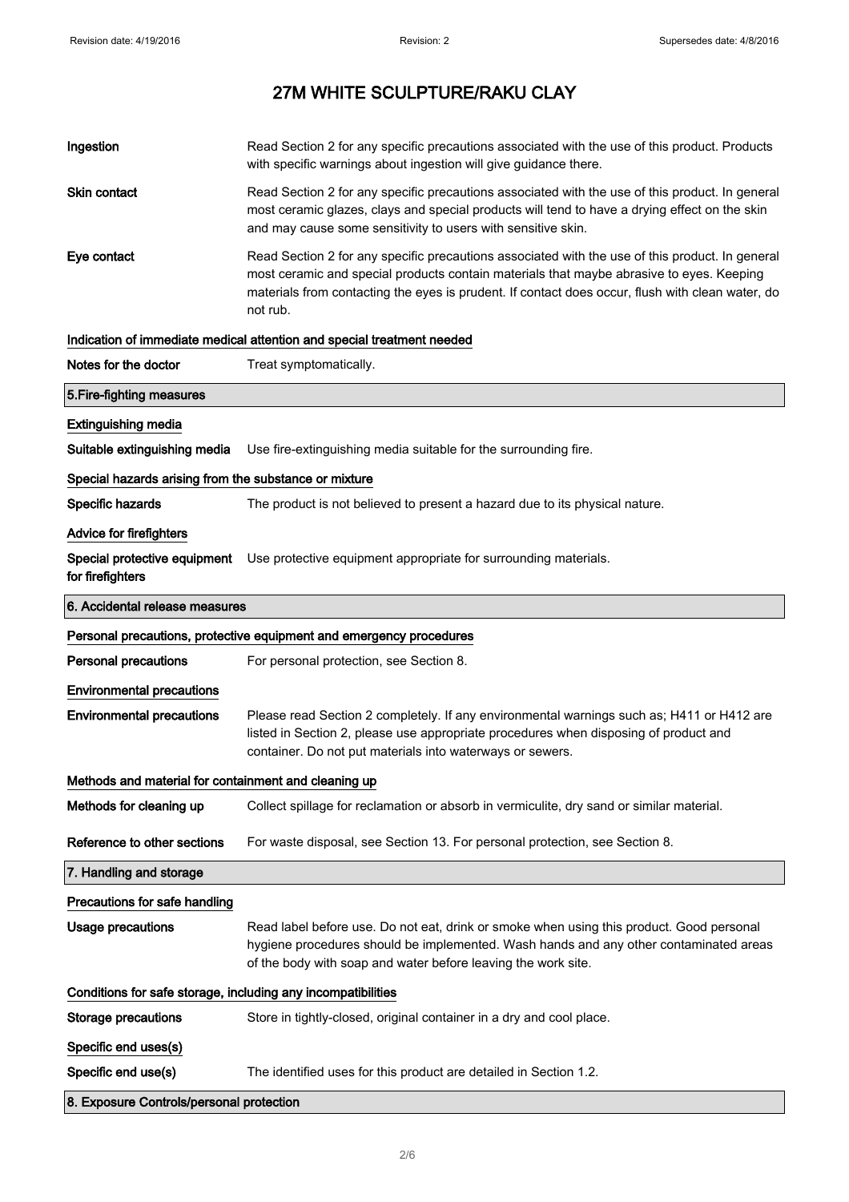# 27M WHITE SCULPTURE/RAKU CLAY

**Ingestion**
Read Section 2 for any specific precautions associated with the use of this product. Products with specific warnings about ingestion will give guidance there.

**Skin contact**
Read Section 2 for any specific precautions associated with the use of this product. In general most ceramic glazes, clays and special products will tend to have a drying effect on the skin and may cause some sensitivity to users with sensitive skin.

**Eye contact**
Read Section 2 for any specific precautions associated with the use of this product. In general most ceramic and special products contain materials that maybe abrasive to eyes. Keeping materials from contacting the eyes is prudent. If contact does occur, flush with clean water, do not rub.

### Indication of immediate medical attention and special treatment needed

**Notes for the doctor**
Treat symptomatically.

## 5.Fire-fighting measures

### Extinguishing media

**Suitable extinguishing media**
Use fire-extinguishing media suitable for the surrounding fire.

### Special hazards arising from the substance or mixture

**Specific hazards**
The product is not believed to present a hazard due to its physical nature.

### Advice for firefighters

**Special protective equipment for firefighters**
Use protective equipment appropriate for surrounding materials.

## 6. Accidental release measures

### Personal precautions, protective equipment and emergency procedures

**Personal precautions**
For personal protection, see Section 8.

### Environmental precautions

**Environmental precautions**
Please read Section 2 completely. If any environmental warnings such as; H411 or H412 are listed in Section 2, please use appropriate procedures when disposing of product and container. Do not put materials into waterways or sewers.

### Methods and material for containment and cleaning up

**Methods for cleaning up**
Collect spillage for reclamation or absorb in vermiculite, dry sand or similar material.

**Reference to other sections**
For waste disposal, see Section 13. For personal protection, see Section 8.

## 7. Handling and storage

### Precautions for safe handling

**Usage precautions**
Read label before use. Do not eat, drink or smoke when using this product. Good personal hygiene procedures should be implemented. Wash hands and any other contaminated areas of the body with soap and water before leaving the work site.

### Conditions for safe storage, including any incompatibilities

**Storage precautions**
Store in tightly-closed, original container in a dry and cool place.

### Specific end uses(s)

**Specific end use(s)**
The identified uses for this product are detailed in Section 1.2.

## 8. Exposure Controls/personal protection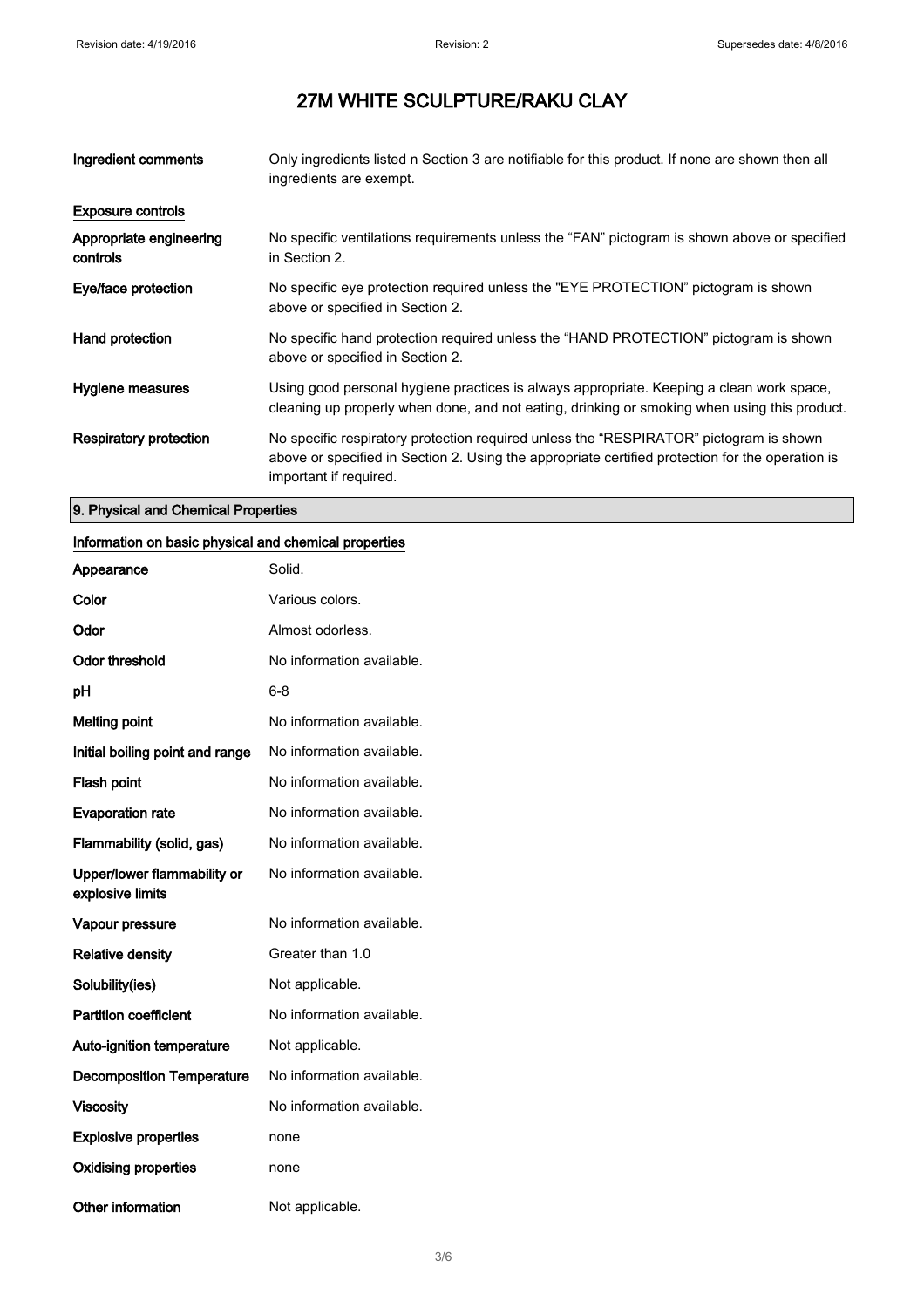# 27M WHITE SCULPTURE/RAKU CLAY

| | |
|---|---|
| **Ingredient comments** | Only ingredients listed n Section 3 are notifiable for this product. If none are shown then all ingredients are exempt. |

**Exposure controls**

| | |
|---|---|
| **Appropriate engineering controls** | No specific ventilations requirements unless the “FAN” pictogram is shown above or specified in Section 2. |
| **Eye/face protection** | No specific eye protection required unless the "EYE PROTECTION” pictogram is shown above or specified in Section 2. |
| **Hand protection** | No specific hand protection required unless the “HAND PROTECTION” pictogram is shown above or specified in Section 2. |
| **Hygiene measures** | Using good personal hygiene practices is always appropriate. Keeping a clean work space, cleaning up properly when done, and not eating, drinking or smoking when using this product. |
| **Respiratory protection** | No specific respiratory protection required unless the “RESPIRATOR” pictogram is shown above or specified in Section 2. Using the appropriate certified protection for the operation is important if required. |

## 9. Physical and Chemical Properties

**Information on basic physical and chemical properties**

| | |
|---|---|
| **Appearance** | Solid. |
| **Color** | Various colors. |
| **Odor** | Almost odorless. |
| **Odor threshold** | No information available. |
| **pH** | 6-8 |
| **Melting point** | No information available. |
| **Initial boiling point and range** | No information available. |
| **Flash point** | No information available. |
| **Evaporation rate** | No information available. |
| **Flammability (solid, gas)** | No information available. |
| **Upper/lower flammability or explosive limits** | No information available. |
| **Vapour pressure** | No information available. |
| **Relative density** | Greater than 1.0 |
| **Solubility(ies)** | Not applicable. |
| **Partition coefficient** | No information available. |
| **Auto-ignition temperature** | Not applicable. |
| **Decomposition Temperature** | No information available. |
| **Viscosity** | No information available. |
| **Explosive properties** | none |
| **Oxidising properties** | none |
| **Other information** | Not applicable. |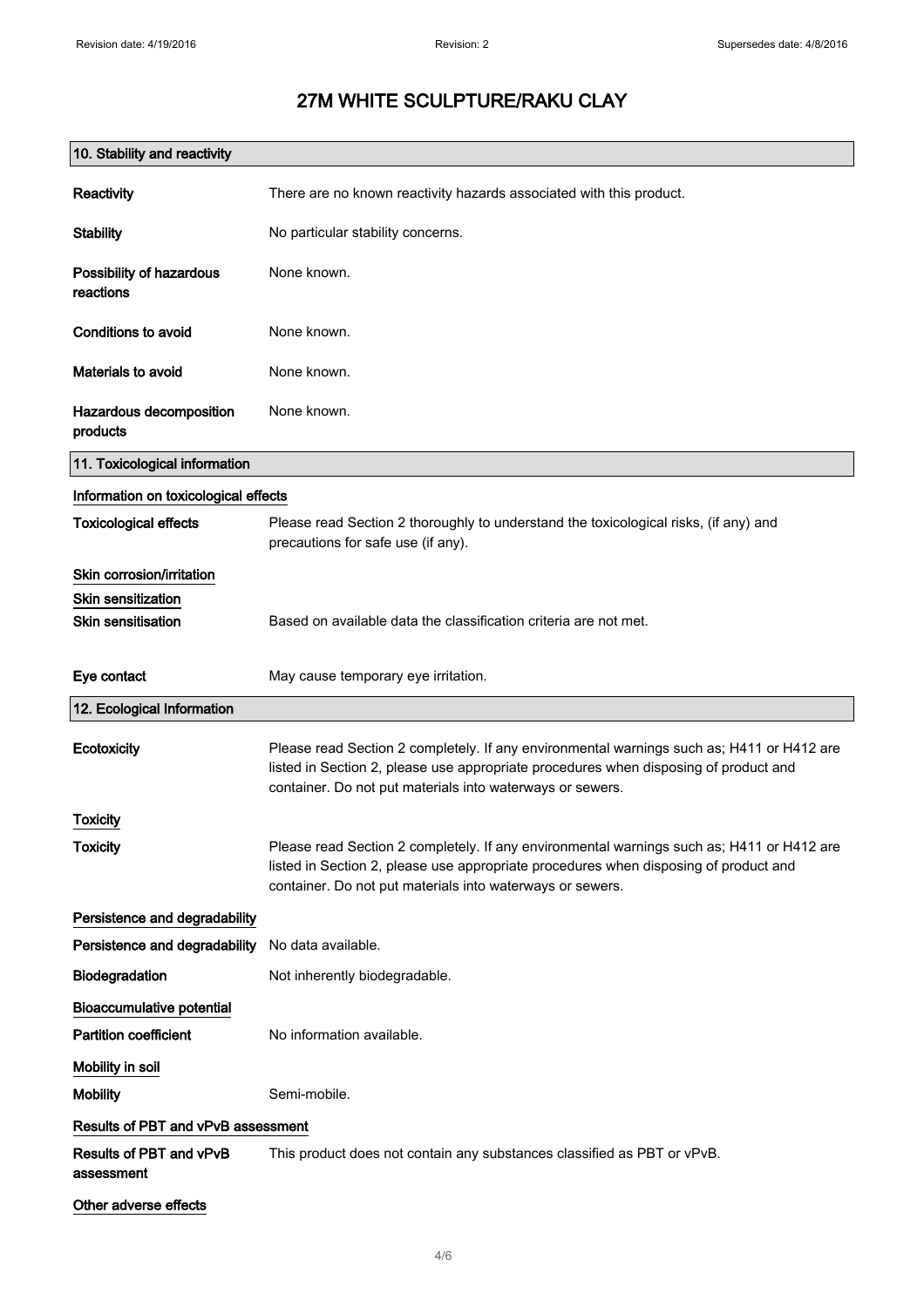# 27M WHITE SCULPTURE/RAKU CLAY

## 10. Stability and reactivity

**Reactivity** There are no known reactivity hazards associated with this product.

**Stability** No particular stability concerns.

**Possibility of hazardous reactions** None known.

**Conditions to avoid** None known.

**Materials to avoid** None known.

**Hazardous decomposition products** None known.

## 11. Toxicological information

### Information on toxicological effects

**Toxicological effects** Please read Section 2 thoroughly to understand the toxicological risks, (if any) and precautions for safe use (if any).

### Skin corrosion/irritation

### Skin sensitization

**Skin sensitisation** Based on available data the classification criteria are not met.

**Eye contact** May cause temporary eye irritation.

## 12. Ecological Information

**Ecotoxicity** Please read Section 2 completely. If any environmental warnings such as; H411 or H412 are listed in Section 2, please use appropriate procedures when disposing of product and container. Do not put materials into waterways or sewers.

### Toxicity

**Toxicity** Please read Section 2 completely. If any environmental warnings such as; H411 or H412 are listed in Section 2, please use appropriate procedures when disposing of product and container. Do not put materials into waterways or sewers.

### Persistence and degradability

**Persistence and degradability** No data available.

**Biodegradation** Not inherently biodegradable.

### Bioaccumulative potential

**Partition coefficient** No information available.

### Mobility in soil

**Mobility** Semi-mobile.

### Results of PBT and vPvB assessment

**Results of PBT and vPvB assessment** This product does not contain any substances classified as PBT or vPvB.

### Other adverse effects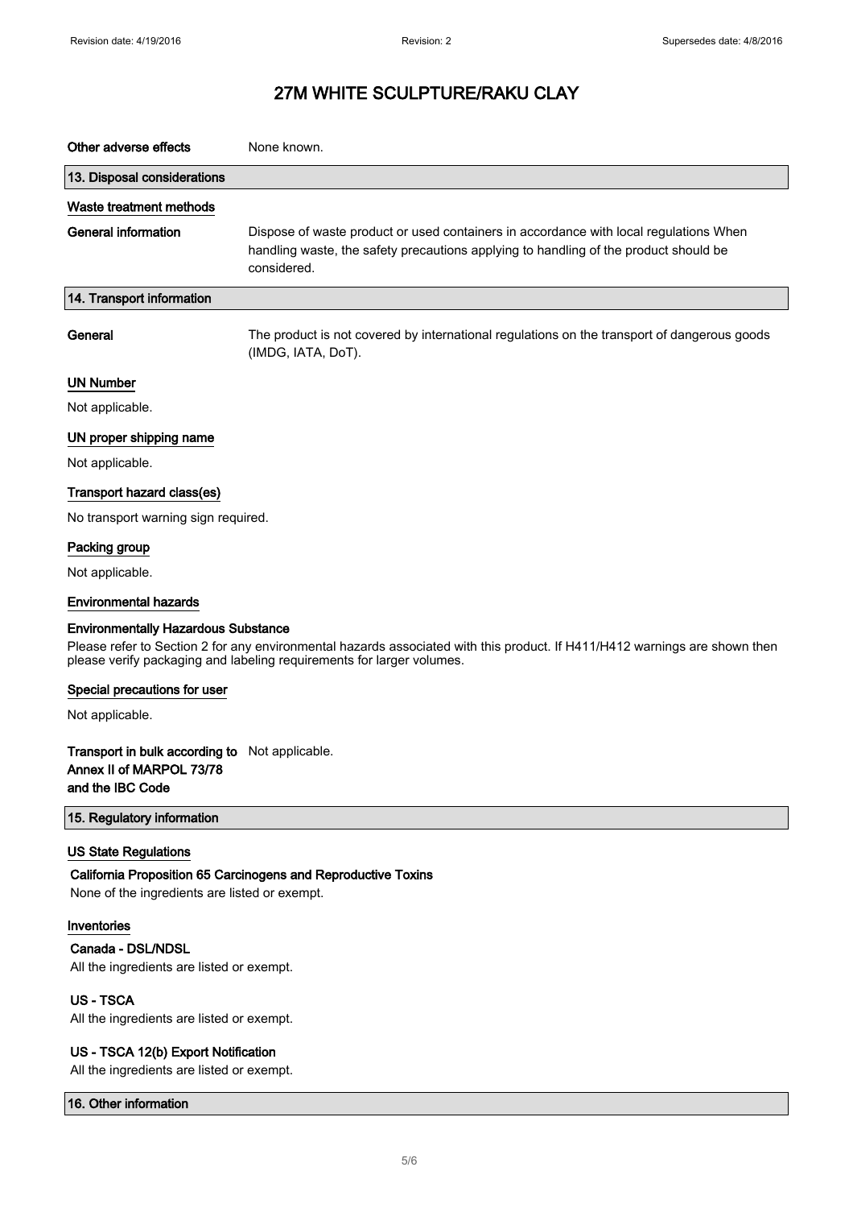# 27M WHITE SCULPTURE/RAKU CLAY

**Other adverse effects** None known.

## 13. Disposal considerations

### Waste treatment methods

**General information** Dispose of waste product or used containers in accordance with local regulations When handling waste, the safety precautions applying to handling of the product should be considered.

## 14. Transport information

**General** The product is not covered by international regulations on the transport of dangerous goods (IMDG, IATA, DoT).

### UN Number

Not applicable.

### UN proper shipping name

Not applicable.

### Transport hazard class(es)

No transport warning sign required.

### Packing group

Not applicable.

### Environmental hazards

**Environmentally Hazardous Substance**

Please refer to Section 2 for any environmental hazards associated with this product. If H411/H412 warnings are shown then please verify packaging and labeling requirements for larger volumes.

### Special precautions for user

Not applicable.

**Transport in bulk according to Annex II of MARPOL 73/78 and the IBC Code** Not applicable.

## 15. Regulatory information

### US State Regulations

**California Proposition 65 Carcinogens and Reproductive Toxins**

None of the ingredients are listed or exempt.

### Inventories

**Canada - DSL/NDSL**

All the ingredients are listed or exempt.

**US - TSCA**

All the ingredients are listed or exempt.

**US - TSCA 12(b) Export Notification**

All the ingredients are listed or exempt.

## 16. Other information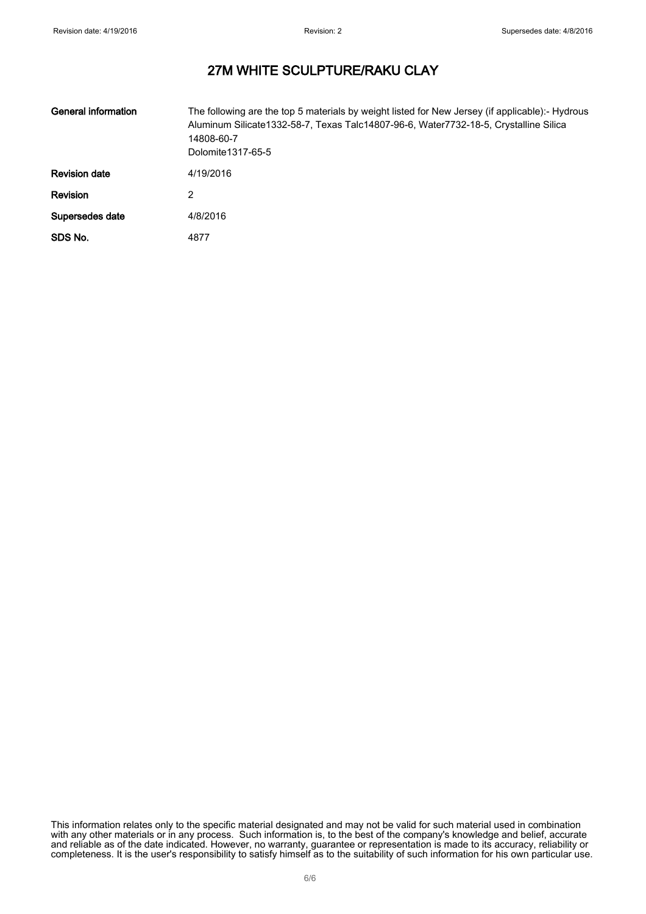# 27M WHITE SCULPTURE/RAKU CLAY

| | |
|---|---|
| **General information** | The following are the top 5 materials by weight listed for New Jersey (if applicable):- Hydrous Aluminum Silicate1332-58-7, Texas Talc14807-96-6, Water7732-18-5, Crystalline Silica 14808-60-7 Dolomite1317-65-5 |
| **Revision date** | 4/19/2016 |
| **Revision** | 2 |
| **Supersedes date** | 4/8/2016 |
| **SDS No.** | 4877 |

This information relates only to the specific material designated and may not be valid for such material used in combination with any other materials or in any process. Such information is, to the best of the company's knowledge and belief, accurate and reliable as of the date indicated. However, no warranty, guarantee or representation is made to its accuracy, reliability or completeness. It is the user's responsibility to satisfy himself as to the suitability of such information for his own particular use.